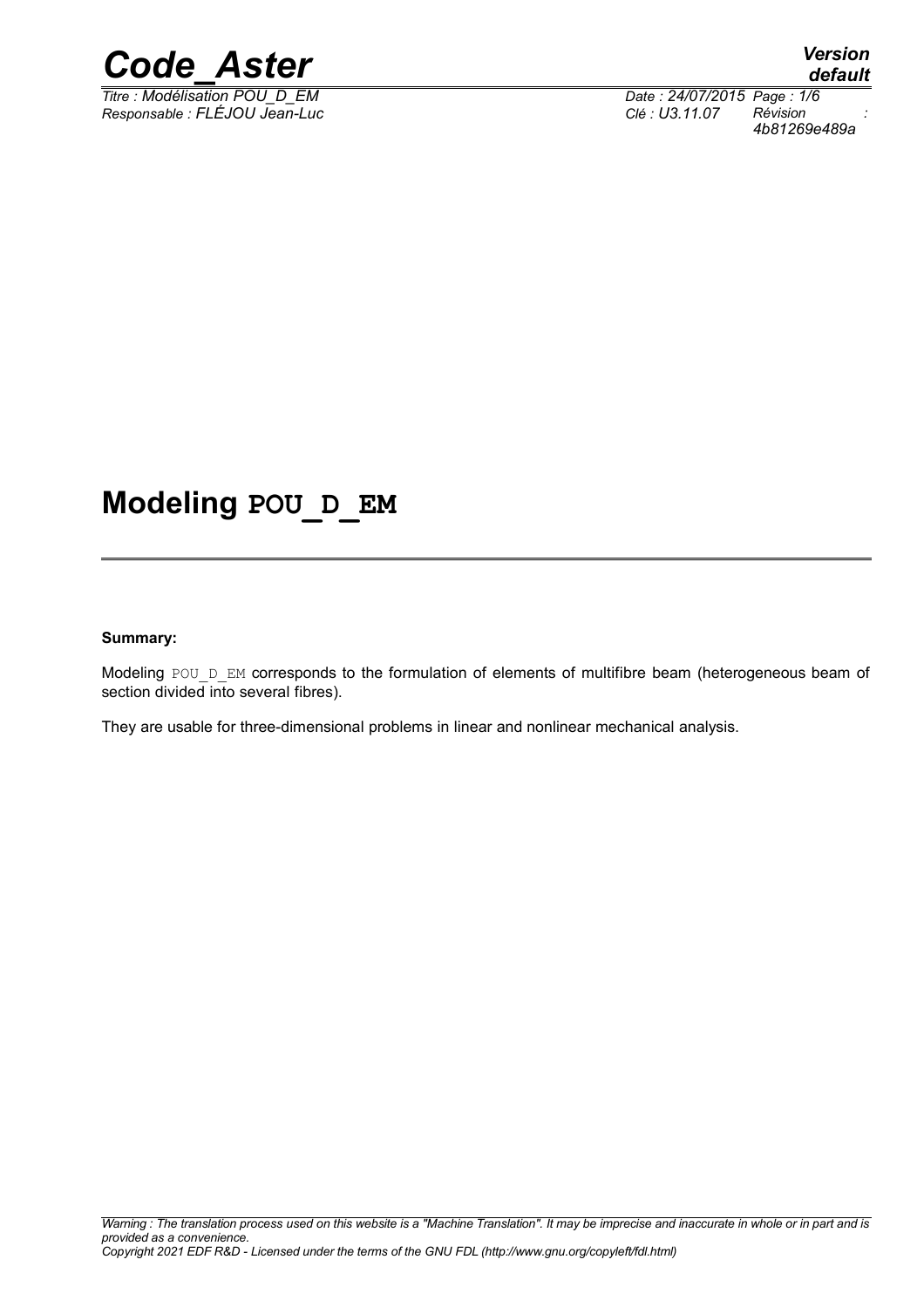# Modeling POU_D_EM

**Summary:**

Modeling POU_D_EM corresponds to the formulation of elements of multifibre beam (heterogeneous beam of section divided into several fibres).

They are usable for three-dimensional problems in linear and nonlinear mechanical analysis.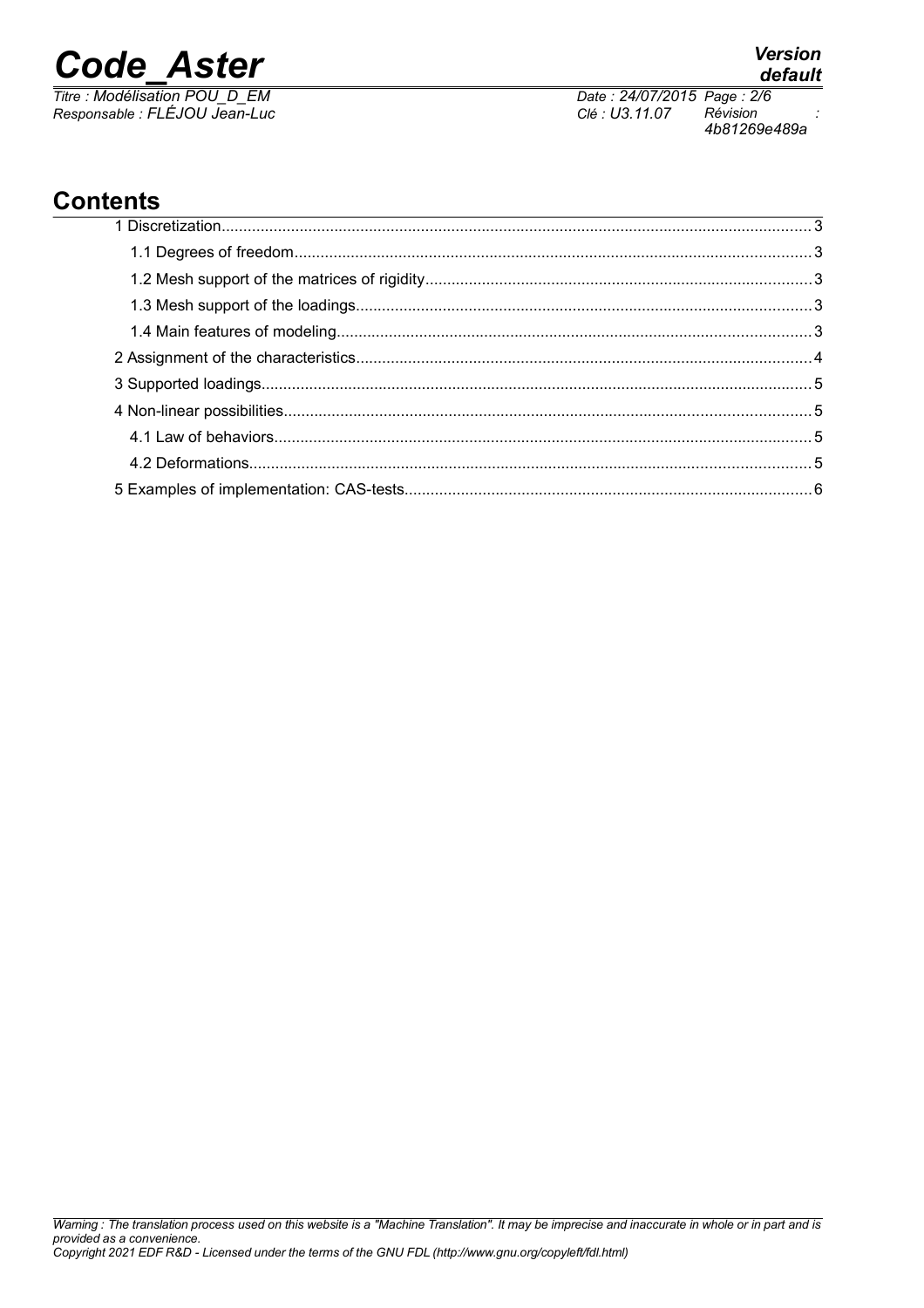## Contents

1 Discretization........................................................................................................................................3

1.1 Degrees of freedom.....................................................................................................................3

1.2 Mesh support of the matrices of rigidity.......................................................................................3

1.3 Mesh support of the loadings.......................................................................................................3

1.4 Main features of modeling...........................................................................................................3

2 Assignment of the characteristics.......................................................................................................4

3 Supported loadings.............................................................................................................................5

4 Non-linear possibilities........................................................................................................................5

4.1 Law of behaviors..........................................................................................................................5

4.2 Deformations................................................................................................................................5

5 Examples of implementation: CAS-tests............................................................................................6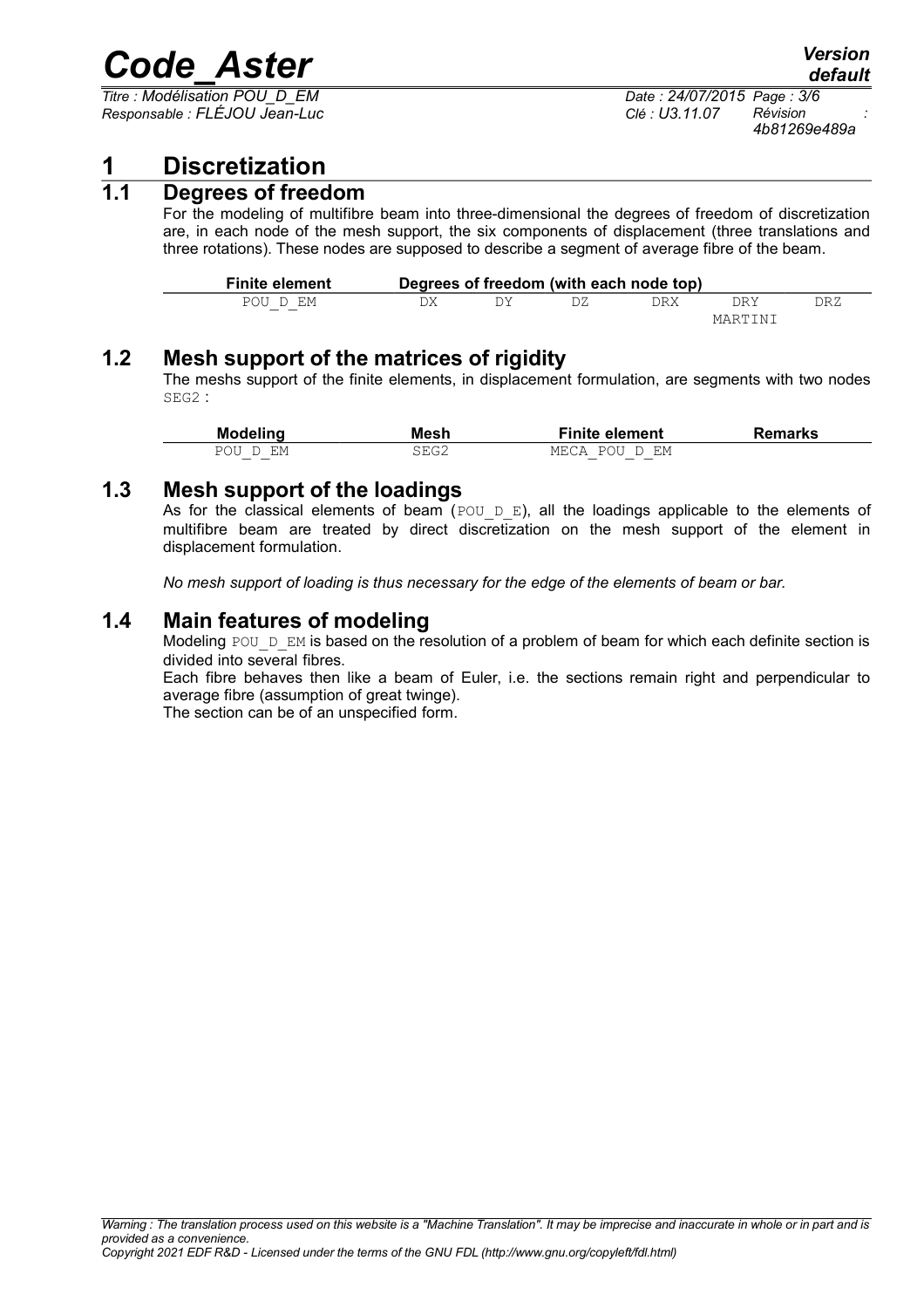# 1 Discretization

## 1.1 Degrees of freedom

For the modeling of multifibre beam into three-dimensional the degrees of freedom of discretization are, in each node of the mesh support, the six components of displacement (three translations and three rotations). These nodes are supposed to describe a segment of average fibre of the beam.

| Finite element | Degrees of freedom (with each node top) | | | | | |
|---|---|---|---|---|---|---|
| POU_D_EM | DX | DY | DZ | DRX | DRY MARTINI | DRZ |

## 1.2 Mesh support of the matrices of rigidity

The meshs support of the finite elements, in displacement formulation, are segments with two nodes SEG2 :

| Modeling | Mesh | Finite element | Remarks |
|---|---|---|---|
| POU_D_EM | SEG2 | MECA_POU_D_EM | |

## 1.3 Mesh support of the loadings

As for the classical elements of beam (POU_D_E), all the loadings applicable to the elements of multifibre beam are treated by direct discretization on the mesh support of the element in displacement formulation.

*No mesh support of loading is thus necessary for the edge of the elements of beam or bar.*

## 1.4 Main features of modeling

Modeling POU_D_EM is based on the resolution of a problem of beam for which each definite section is divided into several fibres.

Each fibre behaves then like a beam of Euler, i.e. the sections remain right and perpendicular to average fibre (assumption of great twinge).

The section can be of an unspecified form.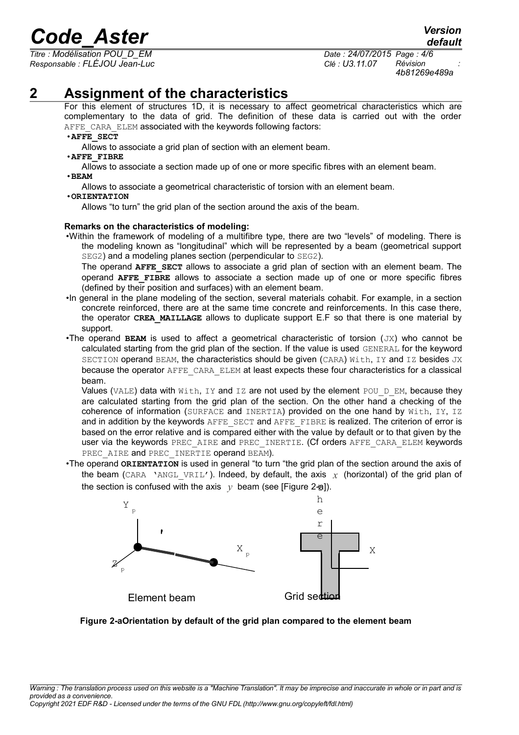# 2 Assignment of the characteristics

For this element of structures 1D, it is necessary to affect geometrical characteristics which are complementary to the data of grid. The definition of these data is carried out with the order AFFE_CARA_ELEM associated with the keywords following factors:

- **AFFE_SECT**

  Allows to associate a grid plan of section with an element beam.

- **AFFE_FIBRE**

  Allows to associate a section made up of one or more specific fibres with an element beam.

- **BEAM**

  Allows to associate a geometrical characteristic of torsion with an element beam.

- **ORIENTATION**

  Allows "to turn" the grid plan of the section around the axis of the beam.

**Remarks on the characteristics of modeling:**

- Within the framework of modeling of a multifibre type, there are two "levels" of modeling. There is the modeling known as "longitudinal" which will be represented by a beam (geometrical support SEG2) and a modeling planes section (perpendicular to SEG2).

  The operand **AFFE_SECT** allows to associate a grid plan of section with an element beam. The operand **AFFE_FIBRE** allows to associate a section made up of one or more specific fibres (defined by their position and surfaces) with an element beam.

- In general in the plane modeling of the section, several materials cohabit. For example, in a section concrete reinforced, there are at the same time concrete and reinforcements. In this case there, the operator **CREA_MAILLAGE** allows to duplicate support E.F so that there is one material by support.

- The operand **BEAM** is used to affect a geometrical characteristic of torsion (JX) who cannot be calculated starting from the grid plan of the section. If the value is used GENERAL for the keyword SECTION operand BEAM, the characteristics should be given (CARA) With, IY and IZ besides JX because the operator AFFE_CARA_ELEM at least expects these four characteristics for a classical beam.

  Values (VALE) data with With, IY and IZ are not used by the element POU_D_EM, because they are calculated starting from the grid plan of the section. On the other hand a checking of the coherence of information (SURFACE and INERTIA) provided on the one hand by With, IY, IZ and in addition by the keywords AFFE_SECT and AFFE_FIBRE is realized. The criterion of error is based on the error relative and is compared either with the value by default or to that given by the user via the keywords PREC_AIRE and PREC_INERTIE. (Cf orders AFFE_CARA_ELEM keywords PREC_AIRE and PREC_INERTIE operand BEAM).

- The operand **ORIENTATION** is used in general "to turn "the grid plan of the section around the axis of the beam (CARA 'ANGL_VRIL'). Indeed, by default, the axis $x$ (horizontal) of the grid plan of the section is confused with the axis $y$ beam (see [Figure 2-a]).

**Figure 2-aOrientation by default of the grid plan compared to the element beam**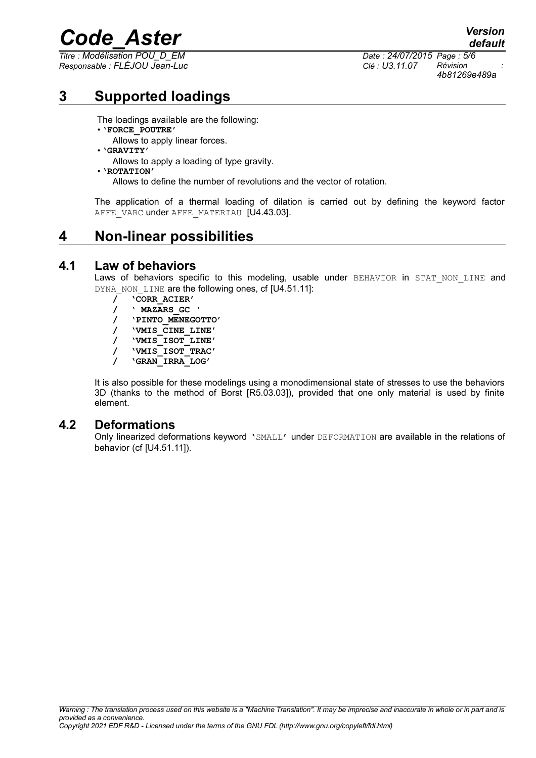# 3 Supported loadings

The loadings available are the following:

- **'FORCE_POUTRE'**
  Allows to apply linear forces.
- **'GRAVITY'**
  Allows to apply a loading of type gravity.
- **'ROTATION'**
  Allows to define the number of revolutions and the vector of rotation.

The application of a thermal loading of dilation is carried out by defining the keyword factor AFFE_VARC under AFFE_MATERIAU [U4.43.03].

# 4 Non-linear possibilities

## 4.1 Law of behaviors

Laws of behaviors specific to this modeling, usable under BEHAVIOR in STAT_NON_LINE and DYNA_NON_LINE are the following ones, cf [U4.51.11]:

**/ 'CORR_ACIER'**
**/ ' MAZARS_GC '**
**/ 'PINTO_MENEGOTTO'**
**/ 'VMIS_CINE_LINE'**
**/ 'VMIS_ISOT_LINE'**
**/ 'VMIS_ISOT_TRAC'**
**/ 'GRAN_IRRA_LOG'**

It is also possible for these modelings using a monodimensional state of stresses to use the behaviors 3D (thanks to the method of Borst [R5.03.03]), provided that one only material is used by finite element.

## 4.2 Deformations

Only linearized deformations keyword 'SMALL' under DEFORMATION are available in the relations of behavior (cf [U4.51.11]).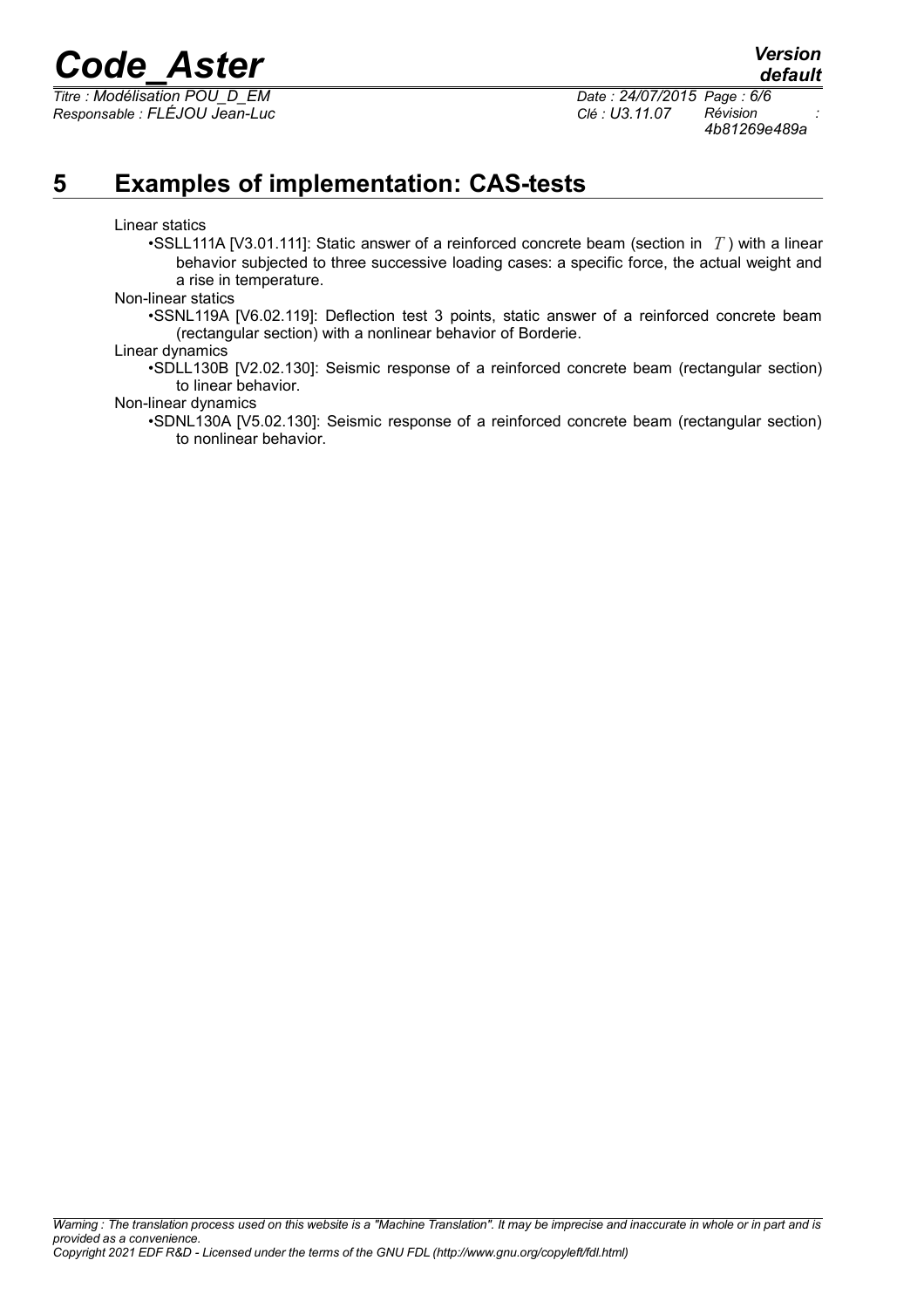# 5 Examples of implementation: CAS-tests

Linear statics

- SSLL111A [V3.01.111]: Static answer of a reinforced concrete beam (section in $T$) with a linear behavior subjected to three successive loading cases: a specific force, the actual weight and a rise in temperature.

Non-linear statics

- SSNL119A [V6.02.119]: Deflection test 3 points, static answer of a reinforced concrete beam (rectangular section) with a nonlinear behavior of Borderie.

Linear dynamics

- SDLL130B [V2.02.130]: Seismic response of a reinforced concrete beam (rectangular section) to linear behavior.

Non-linear dynamics

- SDNL130A [V5.02.130]: Seismic response of a reinforced concrete beam (rectangular section) to nonlinear behavior.